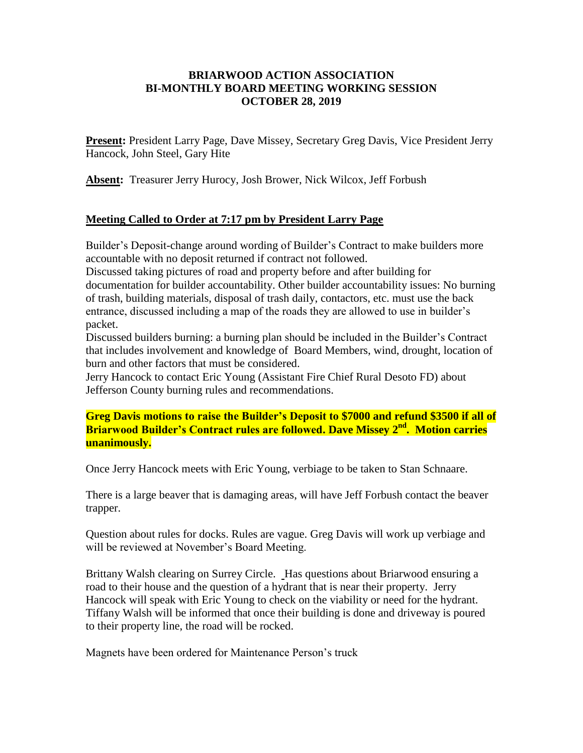# BRIARWOOD ACTION ASSOCIATION
## BI-MONTHLY BOARD MEETING WORKING SESSION
## OCTOBER 28, 2019

**Present:** President Larry Page, Dave Missey, Secretary Greg Davis, Vice President Jerry Hancock, John Steel, Gary Hite

**Absent:** Treasurer Jerry Hurocy, Josh Brower, Nick Wilcox, Jeff Forbush

**Meeting Called to Order at 7:17 pm by President Larry Page**

Builder's Deposit-change around wording of Builder's Contract to make builders more accountable with no deposit returned if contract not followed.

Discussed taking pictures of road and property before and after building for documentation for builder accountability. Other builder accountability issues: No burning of trash, building materials, disposal of trash daily, contactors, etc. must use the back entrance, discussed including a map of the roads they are allowed to use in builder's packet.

Discussed builders burning: a burning plan should be included in the Builder's Contract that includes involvement and knowledge of Board Members, wind, drought, location of burn and other factors that must be considered.

Jerry Hancock to contact Eric Young (Assistant Fire Chief Rural Desoto FD) about Jefferson County burning rules and recommendations.

**Greg Davis motions to raise the Builder's Deposit to $7000 and refund $3500 if all of Briarwood Builder's Contract rules are followed. Dave Missey 2nd. Motion carries unanimously.**

Once Jerry Hancock meets with Eric Young, verbiage to be taken to Stan Schnaare.

There is a large beaver that is damaging areas, will have Jeff Forbush contact the beaver trapper.

Question about rules for docks. Rules are vague. Greg Davis will work up verbiage and will be reviewed at November's Board Meeting.

Brittany Walsh clearing on Surrey Circle. Has questions about Briarwood ensuring a road to their house and the question of a hydrant that is near their property. Jerry Hancock will speak with Eric Young to check on the viability or need for the hydrant. Tiffany Walsh will be informed that once their building is done and driveway is poured to their property line, the road will be rocked.

Magnets have been ordered for Maintenance Person's truck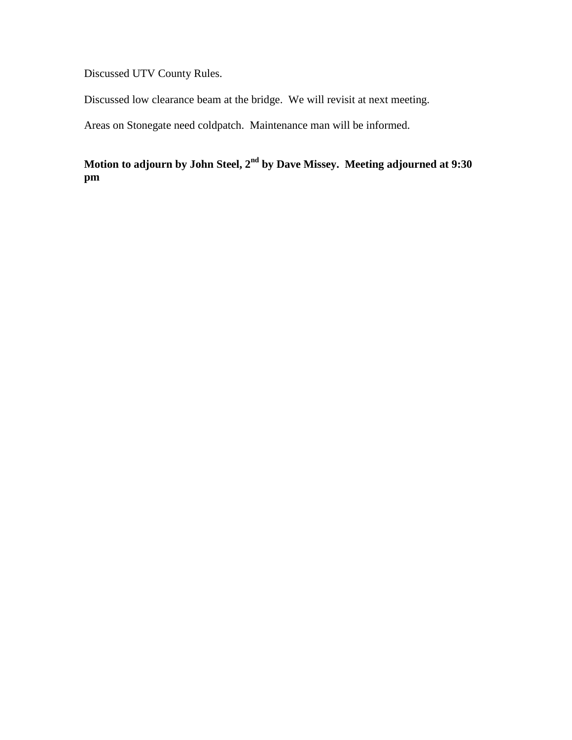Discussed UTV County Rules.

Discussed low clearance beam at the bridge.  We will revisit at next meeting.

Areas on Stonegate need coldpatch.  Maintenance man will be informed.

**Motion to adjourn by John Steel, 2nd by Dave Missey.  Meeting adjourned at 9:30 pm**